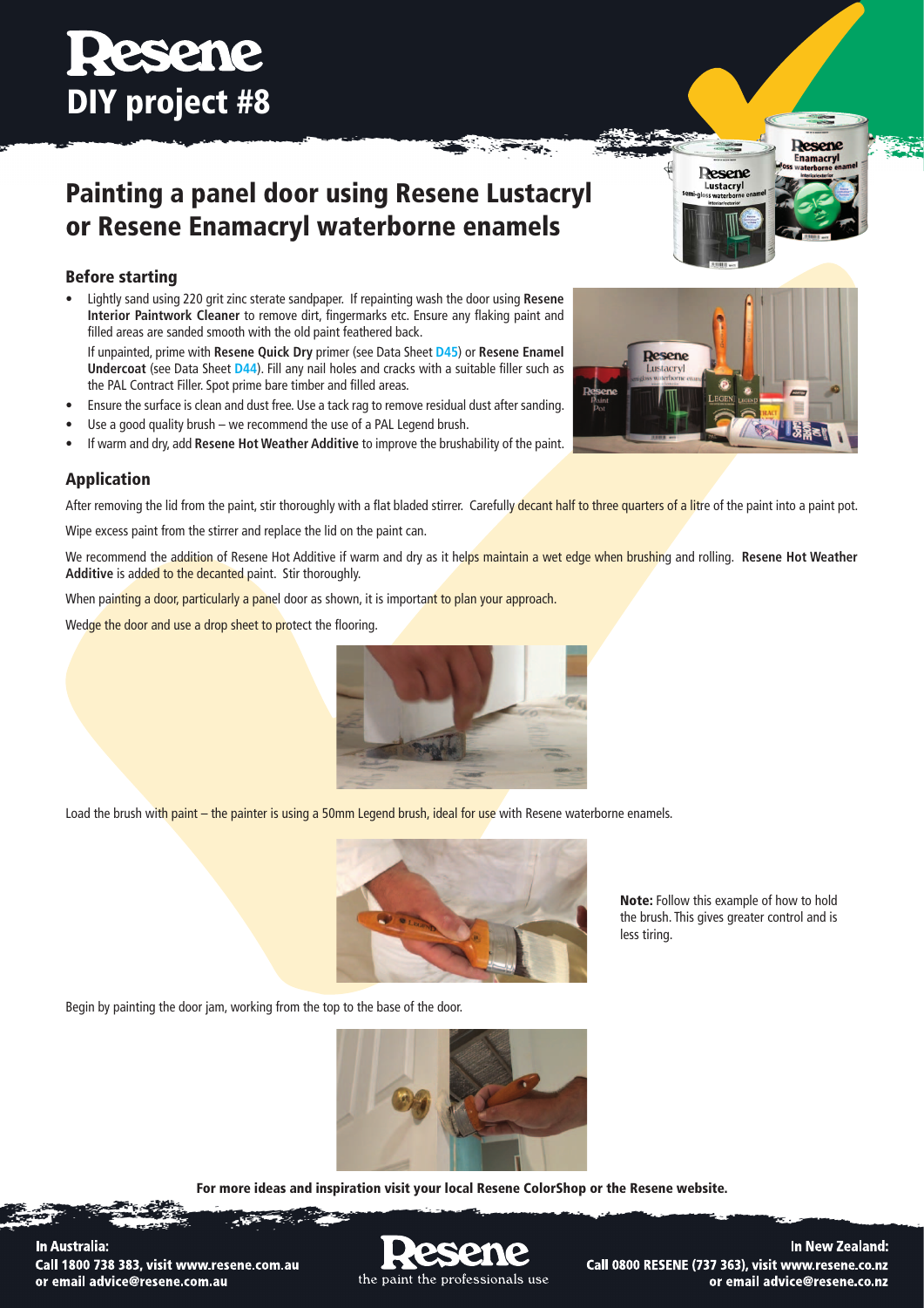# Resene DIY project #8

## Painting a panel door using Resene Lustacryl or Resene Enamacryl waterborne enamels

### Before starting

- Lightly sand using 220 grit zinc sterate sandpaper. If repainting wash the door using **Resene Interior Paintwork Cleaner** to remove dirt, fingermarks etc. Ensure any flaking paint and filled areas are sanded smooth with the old paint feathered back.

  If unpainted, prime with **Resene Quick Dry** primer (see Data Sheet **D45**) or **Resene Enamel Undercoat** (see Data Sheet **D44**). Fill any nail holes and cracks with a suitable filler such as the PAL Contract Filler. Spot prime bare timber and filled areas.
- Ensure the surface is clean and dust free. Use a tack rag to remove residual dust after sanding.
- Use a good quality brush – we recommend the use of a PAL Legend brush.
- If warm and dry, add **Resene Hot Weather Additive** to improve the brushability of the paint.

### Application

After removing the lid from the paint, stir thoroughly with a flat bladed stirrer. Carefully decant half to three quarters of a litre of the paint into a paint pot.

Wipe excess paint from the stirrer and replace the lid on the paint can.

We recommend the addition of Resene Hot Additive if warm and dry as it helps maintain a wet edge when brushing and rolling. **Resene Hot Weather Additive** is added to the decanted paint. Stir thoroughly.

When painting a door, particularly a panel door as shown, it is important to plan your approach.

Wedge the door and use a drop sheet to protect the flooring.

Load the brush with paint – the painter is using a 50mm Legend brush, ideal for use with Resene waterborne enamels.

**Note:** Follow this example of how to hold the brush. This gives greater control and is less tiring.

Begin by painting the door jam, working from the top to the base of the door.

**For more ideas and inspiration visit your local Resene ColorShop or the Resene website.**

**In Australia:**
**Call 1800 738 383, visit www.resene.com.au or email advice@resene.com.au**

Resene the paint the professionals use

**In New Zealand:**
**Call 0800 RESENE (737 363), visit www.resene.co.nz or email advice@resene.co.nz**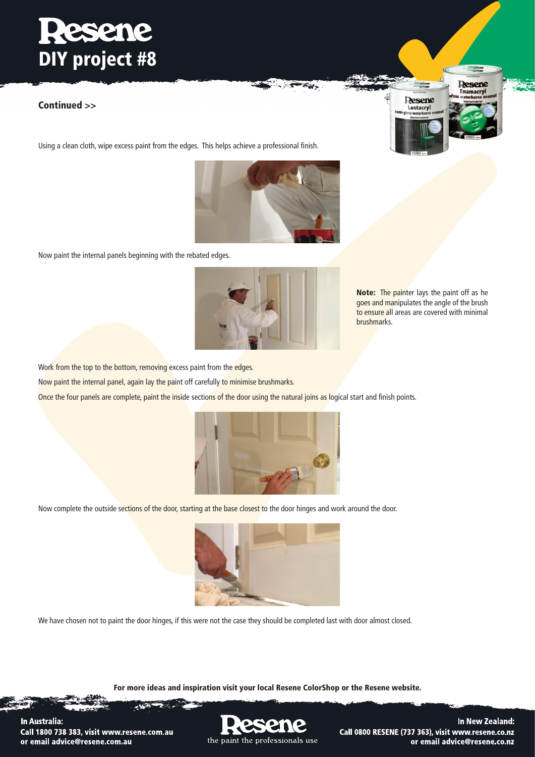# DIY project #8

**Continued >>**

Using a clean cloth, wipe excess paint from the edges. This helps achieve a professional finish.

Now paint the internal panels beginning with the rebated edges.

**Note:** The painter lays the paint off as he goes and manipulates the angle of the brush to ensure all areas are covered with minimal brushmarks.

Work from the top to the bottom, removing excess paint from the edges.

Now paint the internal panel, again lay the paint off carefully to minimise brushmarks.

Once the four panels are complete, paint the inside sections of the door using the natural joins as logical start and finish points.

Now complete the outside sections of the door, starting at the base closest to the door hinges and work around the door.

We have chosen not to paint the door hinges, if this were not the case they should be completed last with door almost closed.

**For more ideas and inspiration visit your local Resene ColorShop or the Resene website.**

**In Australia:**
**Call 1800 738 383, visit www.resene.com.au or email advice@resene.com.au**

Resene — the paint the professionals use

**In New Zealand:**
**Call 0800 RESENE (737 363), visit www.resene.co.nz or email advice@resene.co.nz**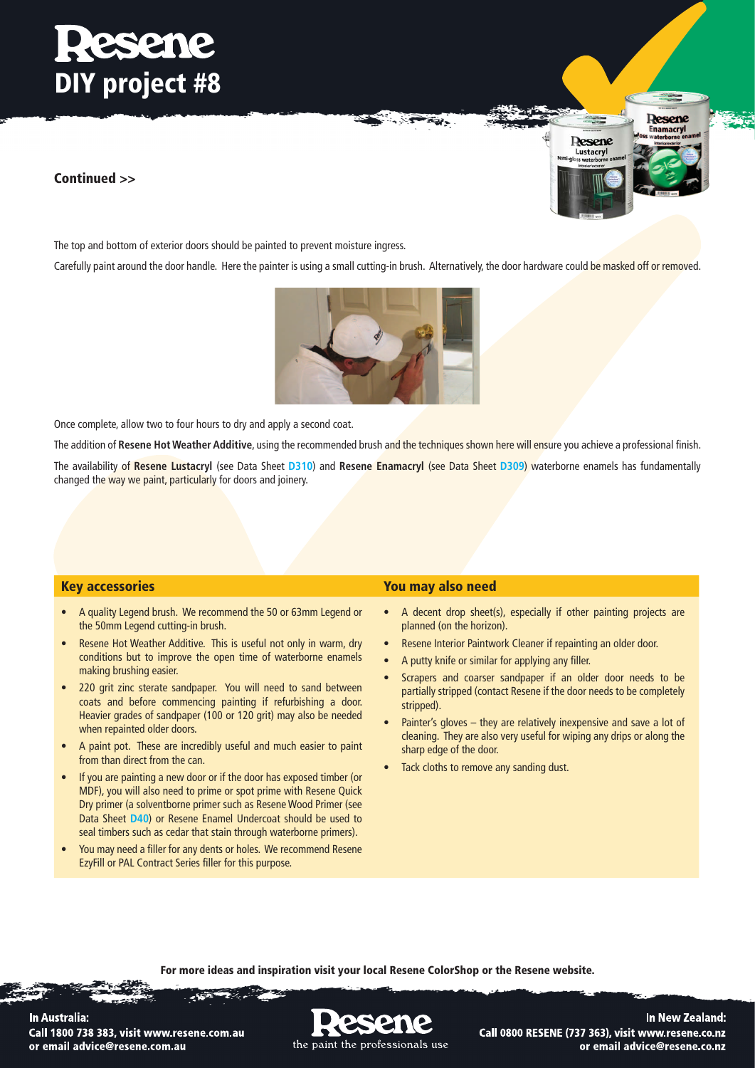# Resene DIY project #8

**Continued >>**

The top and bottom of exterior doors should be painted to prevent moisture ingress.

Carefully paint around the door handle. Here the painter is using a small cutting-in brush. Alternatively, the door hardware could be masked off or removed.

Once complete, allow two to four hours to dry and apply a second coat.

The addition of **Resene Hot Weather Additive**, using the recommended brush and the techniques shown here will ensure you achieve a professional finish.

The availability of **Resene Lustacryl** (see Data Sheet **D310**) and **Resene Enamacryl** (see Data Sheet **D309**) waterborne enamels has fundamentally changed the way we paint, particularly for doors and joinery.

## Key accessories

- A quality Legend brush. We recommend the 50 or 63mm Legend or the 50mm Legend cutting-in brush.
- Resene Hot Weather Additive. This is useful not only in warm, dry conditions but to improve the open time of waterborne enamels making brushing easier.
- 220 grit zinc sterate sandpaper. You will need to sand between coats and before commencing painting if refurbishing a door. Heavier grades of sandpaper (100 or 120 grit) may also be needed when repainted older doors.
- A paint pot. These are incredibly useful and much easier to paint from than direct from the can.
- If you are painting a new door or if the door has exposed timber (or MDF), you will also need to prime or spot prime with Resene Quick Dry primer (a solventborne primer such as Resene Wood Primer (see Data Sheet **D40**) or Resene Enamel Undercoat should be used to seal timbers such as cedar that stain through waterborne primers).
- You may need a filler for any dents or holes. We recommend Resene EzyFill or PAL Contract Series filler for this purpose.

## You may also need

- A decent drop sheet(s), especially if other painting projects are planned (on the horizon).
- Resene Interior Paintwork Cleaner if repainting an older door.
- A putty knife or similar for applying any filler.
- Scrapers and coarser sandpaper if an older door needs to be partially stripped (contact Resene if the door needs to be completely stripped).
- Painter's gloves – they are relatively inexpensive and save a lot of cleaning. They are also very useful for wiping any drips or along the sharp edge of the door.
- Tack cloths to remove any sanding dust.

**For more ideas and inspiration visit your local Resene ColorShop or the Resene website.**

**In Australia:**
**Call 1800 738 383, visit www.resene.com.au or email advice@resene.com.au**

Resene — the paint the professionals use

**In New Zealand:**
**Call 0800 RESENE (737 363), visit www.resene.co.nz or email advice@resene.co.nz**